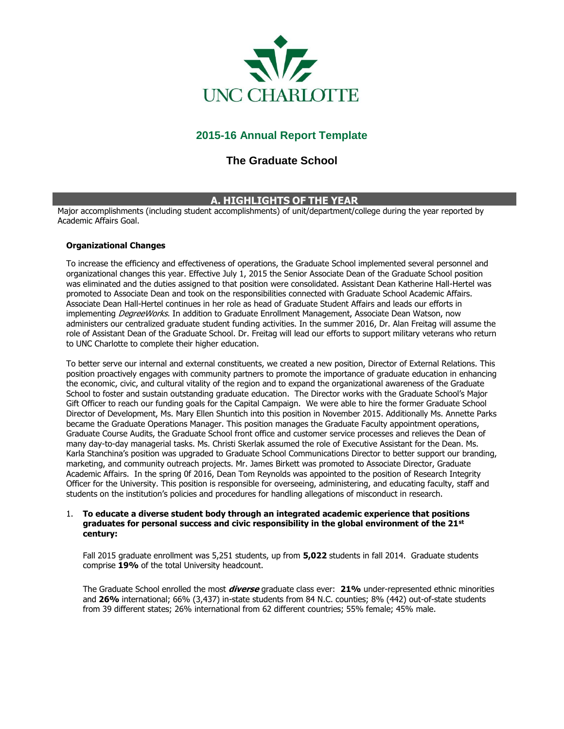UNC CHARLOTTE

# 2015-16 Annual Report Template

## The Graduate School

## A. HIGHLIGHTS OF THE YEAR

Major accomplishments (including student accomplishments) of unit/department/college during the year reported by Academic Affairs Goal.

### Organizational Changes

To increase the efficiency and effectiveness of operations, the Graduate School implemented several personnel and organizational changes this year. Effective July 1, 2015 the Senior Associate Dean of the Graduate School position was eliminated and the duties assigned to that position were consolidated. Assistant Dean Katherine Hall-Hertel was promoted to Associate Dean and took on the responsibilities connected with Graduate School Academic Affairs. Associate Dean Hall-Hertel continues in her role as head of Graduate Student Affairs and leads our efforts in implementing *DegreeWorks*. In addition to Graduate Enrollment Management, Associate Dean Watson, now administers our centralized graduate student funding activities. In the summer 2016, Dr. Alan Freitag will assume the role of Assistant Dean of the Graduate School. Dr. Freitag will lead our efforts to support military veterans who return to UNC Charlotte to complete their higher education.

To better serve our internal and external constituents, we created a new position, Director of External Relations. This position proactively engages with community partners to promote the importance of graduate education in enhancing the economic, civic, and cultural vitality of the region and to expand the organizational awareness of the Graduate School to foster and sustain outstanding graduate education. The Director works with the Graduate School's Major Gift Officer to reach our funding goals for the Capital Campaign. We were able to hire the former Graduate School Director of Development, Ms. Mary Ellen Shuntich into this position in November 2015. Additionally Ms. Annette Parks became the Graduate Operations Manager. This position manages the Graduate Faculty appointment operations, Graduate Course Audits, the Graduate School front office and customer service processes and relieves the Dean of many day-to-day managerial tasks. Ms. Christi Skerlak assumed the role of Executive Assistant for the Dean. Ms. Karla Stanchina's position was upgraded to Graduate School Communications Director to better support our branding, marketing, and community outreach projects. Mr. James Birkett was promoted to Associate Director, Graduate Academic Affairs. In the spring 0f 2016, Dean Tom Reynolds was appointed to the position of Research Integrity Officer for the University. This position is responsible for overseeing, administering, and educating faculty, staff and students on the institution's policies and procedures for handling allegations of misconduct in research.

1. **To educate a diverse student body through an integrated academic experience that positions graduates for personal success and civic responsibility in the global environment of the 21st century:**

   Fall 2015 graduate enrollment was 5,251 students, up from **5,022** students in fall 2014. Graduate students comprise **19%** of the total University headcount.

   The Graduate School enrolled the most ***diverse*** graduate class ever: **21%** under-represented ethnic minorities and **26%** international; 66% (3,437) in-state students from 84 N.C. counties; 8% (442) out-of-state students from 39 different states; 26% international from 62 different countries; 55% female; 45% male.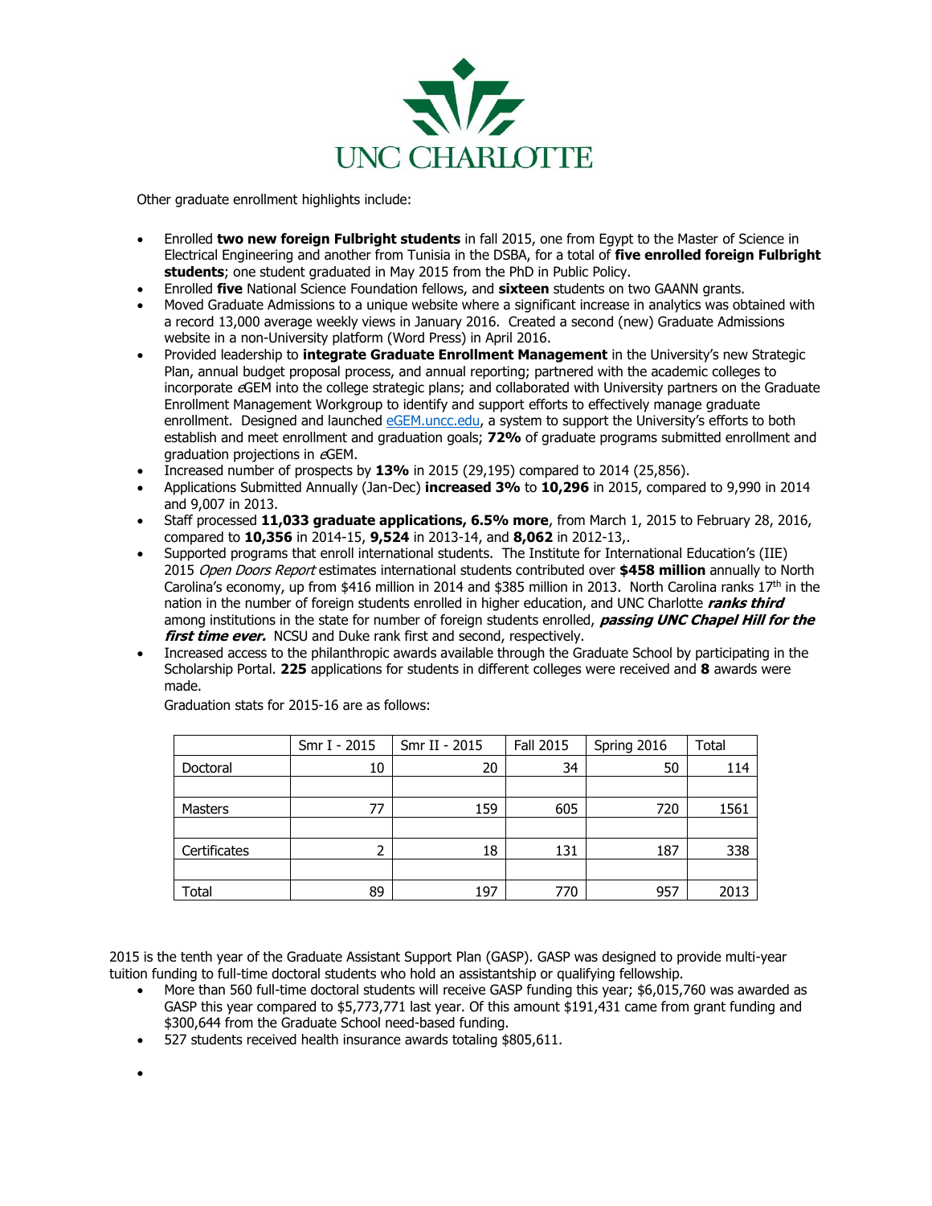Other graduate enrollment highlights include:

- Enrolled **two new foreign Fulbright students** in fall 2015, one from Egypt to the Master of Science in Electrical Engineering and another from Tunisia in the DSBA, for a total of **five enrolled foreign Fulbright students**; one student graduated in May 2015 from the PhD in Public Policy.
- Enrolled **five** National Science Foundation fellows, and **sixteen** students on two GAANN grants.
- Moved Graduate Admissions to a unique website where a significant increase in analytics was obtained with a record 13,000 average weekly views in January 2016. Created a second (new) Graduate Admissions website in a non-University platform (Word Press) in April 2016.
- Provided leadership to **integrate Graduate Enrollment Management** in the University's new Strategic Plan, annual budget proposal process, and annual reporting; partnered with the academic colleges to incorporate *e*GEM into the college strategic plans; and collaborated with University partners on the Graduate Enrollment Management Workgroup to identify and support efforts to effectively manage graduate enrollment. Designed and launched eGEM.uncc.edu, a system to support the University's efforts to both establish and meet enrollment and graduation goals; **72%** of graduate programs submitted enrollment and graduation projections in *e*GEM.
- Increased number of prospects by **13%** in 2015 (29,195) compared to 2014 (25,856).
- Applications Submitted Annually (Jan-Dec) **increased 3%** to **10,296** in 2015, compared to 9,990 in 2014 and 9,007 in 2013.
- Staff processed **11,033 graduate applications, 6.5% more**, from March 1, 2015 to February 28, 2016, compared to **10,356** in 2014-15, **9,524** in 2013-14, and **8,062** in 2012-13,.
- Supported programs that enroll international students. The Institute for International Education's (IIE) 2015 *Open Doors Report* estimates international students contributed over **$458 million** annually to North Carolina's economy, up from $416 million in 2014 and $385 million in 2013. North Carolina ranks 17th in the nation in the number of foreign students enrolled in higher education, and UNC Charlotte ***ranks third*** among institutions in the state for number of foreign students enrolled, ***passing UNC Chapel Hill for the first time ever.*** NCSU and Duke rank first and second, respectively.
- Increased access to the philanthropic awards available through the Graduate School by participating in the Scholarship Portal. **225** applications for students in different colleges were received and **8** awards were made.

  Graduation stats for 2015-16 are as follows:

| | Smr I - 2015 | Smr II - 2015 | Fall 2015 | Spring 2016 | Total |
|---|---|---|---|---|---|
| Doctoral | 10 | 20 | 34 | 50 | 114 |
| | | | | | |
| Masters | 77 | 159 | 605 | 720 | 1561 |
| | | | | | |
| Certificates | 2 | 18 | 131 | 187 | 338 |
| | | | | | |
| Total | 89 | 197 | 770 | 957 | 2013 |

2015 is the tenth year of the Graduate Assistant Support Plan (GASP). GASP was designed to provide multi-year tuition funding to full-time doctoral students who hold an assistantship or qualifying fellowship.

- More than 560 full-time doctoral students will receive GASP funding this year; $6,015,760 was awarded as GASP this year compared to $5,773,771 last year. Of this amount $191,431 came from grant funding and $300,644 from the Graduate School need-based funding.
- 527 students received health insurance awards totaling $805,611.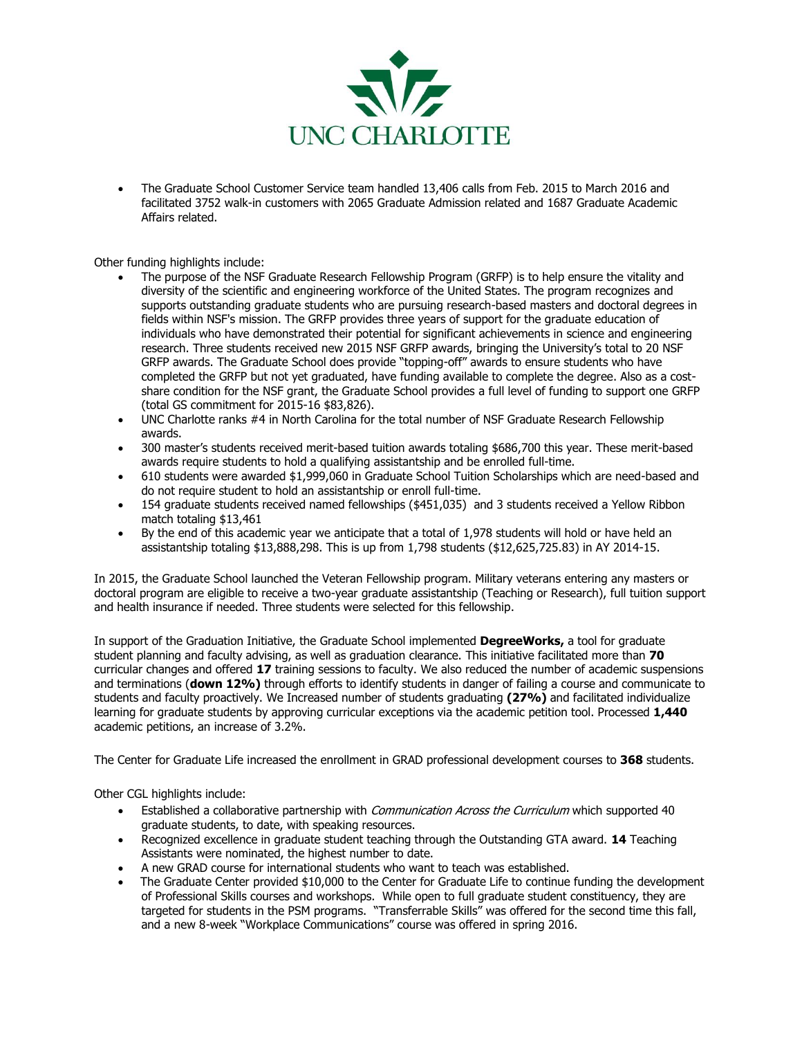UNC CHARLOTTE

- The Graduate School Customer Service team handled 13,406 calls from Feb. 2015 to March 2016 and facilitated 3752 walk-in customers with 2065 Graduate Admission related and 1687 Graduate Academic Affairs related.

Other funding highlights include:

- The purpose of the NSF Graduate Research Fellowship Program (GRFP) is to help ensure the vitality and diversity of the scientific and engineering workforce of the United States. The program recognizes and supports outstanding graduate students who are pursuing research-based masters and doctoral degrees in fields within NSF's mission. The GRFP provides three years of support for the graduate education of individuals who have demonstrated their potential for significant achievements in science and engineering research. Three students received new 2015 NSF GRFP awards, bringing the University's total to 20 NSF GRFP awards. The Graduate School does provide "topping-off" awards to ensure students who have completed the GRFP but not yet graduated, have funding available to complete the degree. Also as a cost-share condition for the NSF grant, the Graduate School provides a full level of funding to support one GRFP (total GS commitment for 2015-16 $83,826).
- UNC Charlotte ranks #4 in North Carolina for the total number of NSF Graduate Research Fellowship awards.
- 300 master's students received merit-based tuition awards totaling $686,700 this year. These merit-based awards require students to hold a qualifying assistantship and be enrolled full-time.
- 610 students were awarded $1,999,060 in Graduate School Tuition Scholarships which are need-based and do not require student to hold an assistantship or enroll full-time.
- 154 graduate students received named fellowships ($451,035) and 3 students received a Yellow Ribbon match totaling $13,461
- By the end of this academic year we anticipate that a total of 1,978 students will hold or have held an assistantship totaling $13,888,298. This is up from 1,798 students ($12,625,725.83) in AY 2014-15.

In 2015, the Graduate School launched the Veteran Fellowship program. Military veterans entering any masters or doctoral program are eligible to receive a two-year graduate assistantship (Teaching or Research), full tuition support and health insurance if needed. Three students were selected for this fellowship.

In support of the Graduation Initiative, the Graduate School implemented **DegreeWorks,** a tool for graduate student planning and faculty advising, as well as graduation clearance. This initiative facilitated more than **70** curricular changes and offered **17** training sessions to faculty. We also reduced the number of academic suspensions and terminations (**down 12%)** through efforts to identify students in danger of failing a course and communicate to students and faculty proactively. We Increased number of students graduating **(27%)** and facilitated individualize learning for graduate students by approving curricular exceptions via the academic petition tool. Processed **1,440** academic petitions, an increase of 3.2%.

The Center for Graduate Life increased the enrollment in GRAD professional development courses to **368** students.

Other CGL highlights include:

- Established a collaborative partnership with *Communication Across the Curriculum* which supported 40 graduate students, to date, with speaking resources.
- Recognized excellence in graduate student teaching through the Outstanding GTA award. **14** Teaching Assistants were nominated, the highest number to date.
- A new GRAD course for international students who want to teach was established.
- The Graduate Center provided $10,000 to the Center for Graduate Life to continue funding the development of Professional Skills courses and workshops. While open to full graduate student constituency, they are targeted for students in the PSM programs. "Transferrable Skills" was offered for the second time this fall, and a new 8-week "Workplace Communications" course was offered in spring 2016.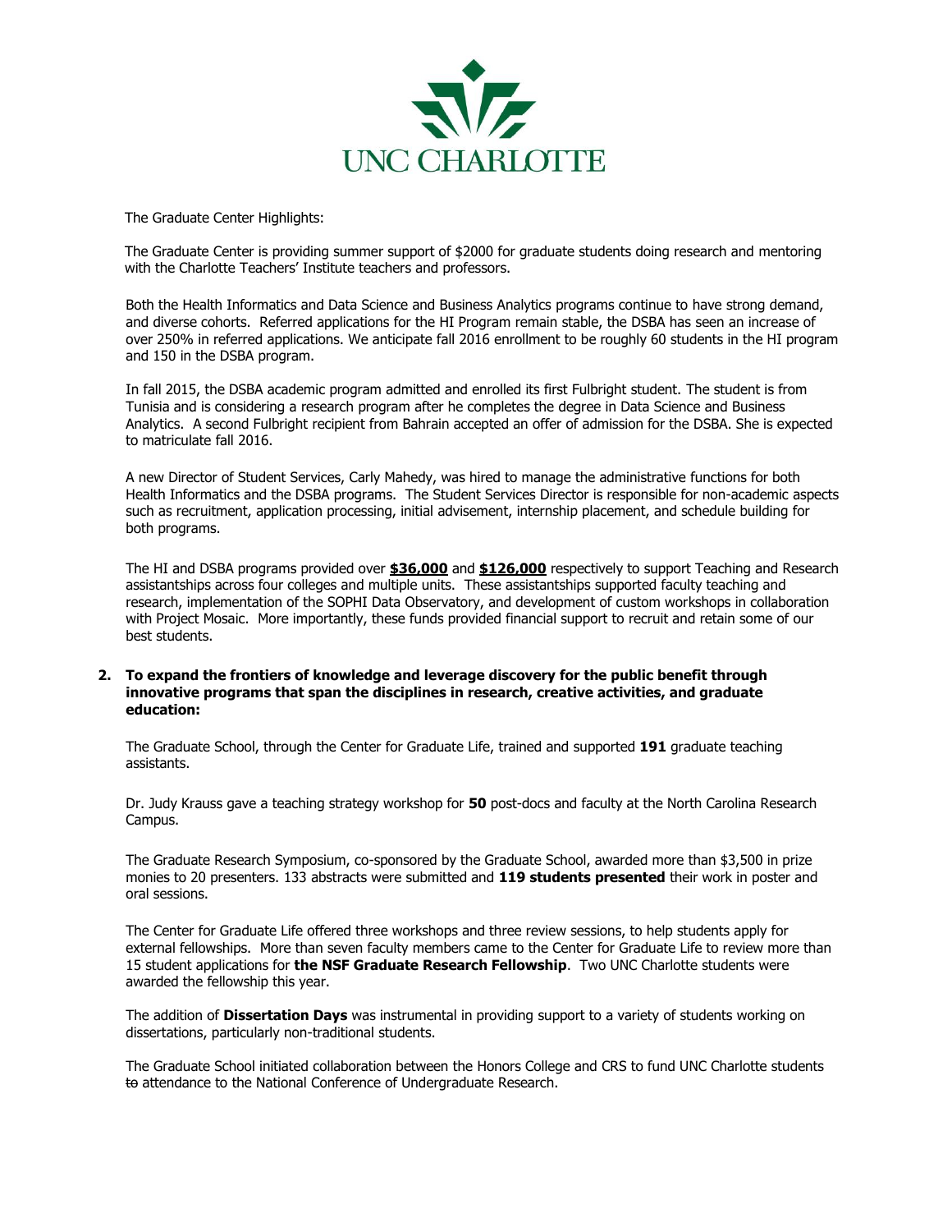The Graduate Center Highlights:

The Graduate Center is providing summer support of $2000 for graduate students doing research and mentoring with the Charlotte Teachers' Institute teachers and professors.

Both the Health Informatics and Data Science and Business Analytics programs continue to have strong demand, and diverse cohorts. Referred applications for the HI Program remain stable, the DSBA has seen an increase of over 250% in referred applications. We anticipate fall 2016 enrollment to be roughly 60 students in the HI program and 150 in the DSBA program.

In fall 2015, the DSBA academic program admitted and enrolled its first Fulbright student. The student is from Tunisia and is considering a research program after he completes the degree in Data Science and Business Analytics. A second Fulbright recipient from Bahrain accepted an offer of admission for the DSBA. She is expected to matriculate fall 2016.

A new Director of Student Services, Carly Mahedy, was hired to manage the administrative functions for both Health Informatics and the DSBA programs. The Student Services Director is responsible for non-academic aspects such as recruitment, application processing, initial advisement, internship placement, and schedule building for both programs.

The HI and DSBA programs provided over **$36,000** and **$126,000** respectively to support Teaching and Research assistantships across four colleges and multiple units. These assistantships supported faculty teaching and research, implementation of the SOPHI Data Observatory, and development of custom workshops in collaboration with Project Mosaic. More importantly, these funds provided financial support to recruit and retain some of our best students.

**2. To expand the frontiers of knowledge and leverage discovery for the public benefit through innovative programs that span the disciplines in research, creative activities, and graduate education:**

The Graduate School, through the Center for Graduate Life, trained and supported **191** graduate teaching assistants.

Dr. Judy Krauss gave a teaching strategy workshop for **50** post-docs and faculty at the North Carolina Research Campus.

The Graduate Research Symposium, co-sponsored by the Graduate School, awarded more than $3,500 in prize monies to 20 presenters. 133 abstracts were submitted and **119 students presented** their work in poster and oral sessions.

The Center for Graduate Life offered three workshops and three review sessions, to help students apply for external fellowships. More than seven faculty members came to the Center for Graduate Life to review more than 15 student applications for **the NSF Graduate Research Fellowship**. Two UNC Charlotte students were awarded the fellowship this year.

The addition of **Dissertation Days** was instrumental in providing support to a variety of students working on dissertations, particularly non-traditional students.

The Graduate School initiated collaboration between the Honors College and CRS to fund UNC Charlotte students ~~to~~ attendance to the National Conference of Undergraduate Research.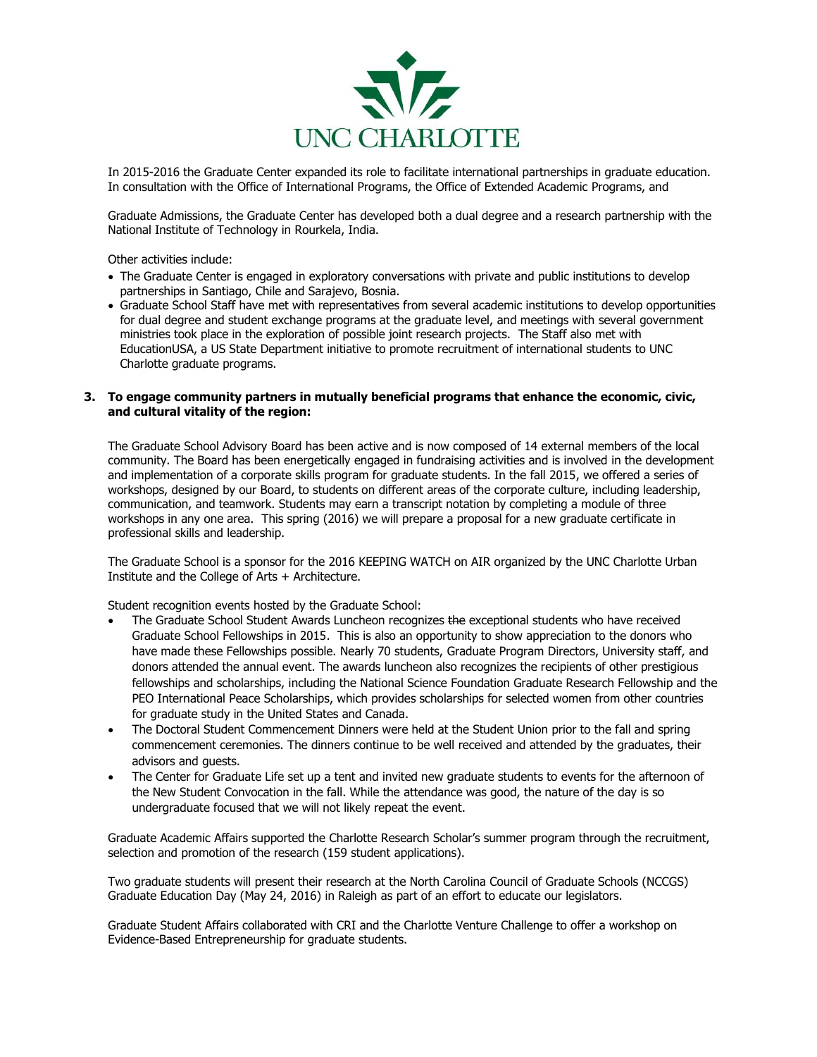In 2015-2016 the Graduate Center expanded its role to facilitate international partnerships in graduate education. In consultation with the Office of International Programs, the Office of Extended Academic Programs, and

Graduate Admissions, the Graduate Center has developed both a dual degree and a research partnership with the National Institute of Technology in Rourkela, India.

Other activities include:

- The Graduate Center is engaged in exploratory conversations with private and public institutions to develop partnerships in Santiago, Chile and Sarajevo, Bosnia.
- Graduate School Staff have met with representatives from several academic institutions to develop opportunities for dual degree and student exchange programs at the graduate level, and meetings with several government ministries took place in the exploration of possible joint research projects. The Staff also met with EducationUSA, a US State Department initiative to promote recruitment of international students to UNC Charlotte graduate programs.

**3. To engage community partners in mutually beneficial programs that enhance the economic, civic, and cultural vitality of the region:**

The Graduate School Advisory Board has been active and is now composed of 14 external members of the local community. The Board has been energetically engaged in fundraising activities and is involved in the development and implementation of a corporate skills program for graduate students. In the fall 2015, we offered a series of workshops, designed by our Board, to students on different areas of the corporate culture, including leadership, communication, and teamwork. Students may earn a transcript notation by completing a module of three workshops in any one area. This spring (2016) we will prepare a proposal for a new graduate certificate in professional skills and leadership.

The Graduate School is a sponsor for the 2016 KEEPING WATCH on AIR organized by the UNC Charlotte Urban Institute and the College of Arts + Architecture.

Student recognition events hosted by the Graduate School:

- The Graduate School Student Awards Luncheon recognizes ~~the~~ exceptional students who have received Graduate School Fellowships in 2015. This is also an opportunity to show appreciation to the donors who have made these Fellowships possible. Nearly 70 students, Graduate Program Directors, University staff, and donors attended the annual event. The awards luncheon also recognizes the recipients of other prestigious fellowships and scholarships, including the National Science Foundation Graduate Research Fellowship and the PEO International Peace Scholarships, which provides scholarships for selected women from other countries for graduate study in the United States and Canada.
- The Doctoral Student Commencement Dinners were held at the Student Union prior to the fall and spring commencement ceremonies. The dinners continue to be well received and attended by the graduates, their advisors and guests.
- The Center for Graduate Life set up a tent and invited new graduate students to events for the afternoon of the New Student Convocation in the fall. While the attendance was good, the nature of the day is so undergraduate focused that we will not likely repeat the event.

Graduate Academic Affairs supported the Charlotte Research Scholar's summer program through the recruitment, selection and promotion of the research (159 student applications).

Two graduate students will present their research at the North Carolina Council of Graduate Schools (NCCGS) Graduate Education Day (May 24, 2016) in Raleigh as part of an effort to educate our legislators.

Graduate Student Affairs collaborated with CRI and the Charlotte Venture Challenge to offer a workshop on Evidence-Based Entrepreneurship for graduate students.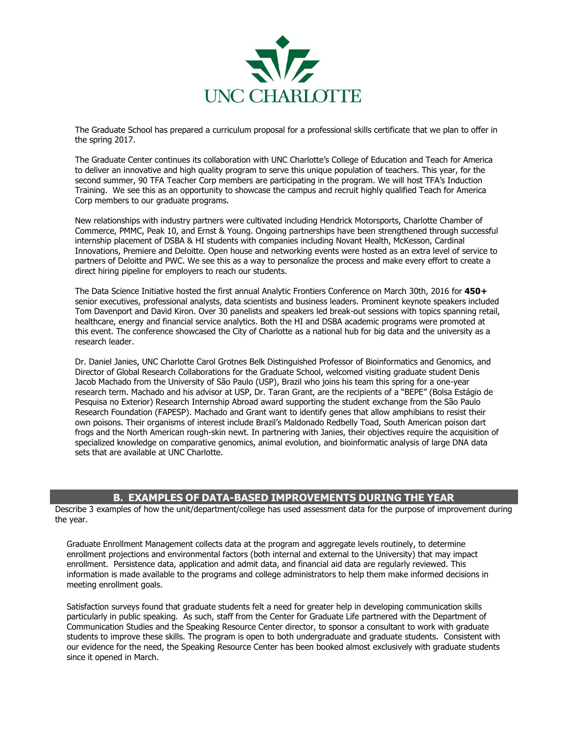The Graduate School has prepared a curriculum proposal for a professional skills certificate that we plan to offer in the spring 2017.

The Graduate Center continues its collaboration with UNC Charlotte's College of Education and Teach for America to deliver an innovative and high quality program to serve this unique population of teachers. This year, for the second summer, 90 TFA Teacher Corp members are participating in the program. We will host TFA's Induction Training. We see this as an opportunity to showcase the campus and recruit highly qualified Teach for America Corp members to our graduate programs.

New relationships with industry partners were cultivated including Hendrick Motorsports, Charlotte Chamber of Commerce, PMMC, Peak 10, and Ernst & Young. Ongoing partnerships have been strengthened through successful internship placement of DSBA & HI students with companies including Novant Health, McKesson, Cardinal Innovations, Premiere and Deloitte. Open house and networking events were hosted as an extra level of service to partners of Deloitte and PWC. We see this as a way to personalize the process and make every effort to create a direct hiring pipeline for employers to reach our students.

The Data Science Initiative hosted the first annual Analytic Frontiers Conference on March 30th, 2016 for **450+** senior executives, professional analysts, data scientists and business leaders. Prominent keynote speakers included Tom Davenport and David Kiron. Over 30 panelists and speakers led break-out sessions with topics spanning retail, healthcare, energy and financial service analytics. Both the HI and DSBA academic programs were promoted at this event. The conference showcased the City of Charlotte as a national hub for big data and the university as a research leader.

Dr. Daniel Janies, UNC Charlotte Carol Grotnes Belk Distinguished Professor of Bioinformatics and Genomics, and Director of Global Research Collaborations for the Graduate School, welcomed visiting graduate student Denis Jacob Machado from the University of São Paulo (USP), Brazil who joins his team this spring for a one-year research term. Machado and his advisor at USP, Dr. Taran Grant, are the recipients of a "BEPE" (Bolsa Estágio de Pesquisa no Exterior) Research Internship Abroad award supporting the student exchange from the São Paulo Research Foundation (FAPESP). Machado and Grant want to identify genes that allow amphibians to resist their own poisons. Their organisms of interest include Brazil's Maldonado Redbelly Toad, South American poison dart frogs and the North American rough-skin newt. In partnering with Janies, their objectives require the acquisition of specialized knowledge on comparative genomics, animal evolution, and bioinformatic analysis of large DNA data sets that are available at UNC Charlotte.

## B. EXAMPLES OF DATA-BASED IMPROVEMENTS DURING THE YEAR

Describe 3 examples of how the unit/department/college has used assessment data for the purpose of improvement during the year.

Graduate Enrollment Management collects data at the program and aggregate levels routinely, to determine enrollment projections and environmental factors (both internal and external to the University) that may impact enrollment. Persistence data, application and admit data, and financial aid data are regularly reviewed. This information is made available to the programs and college administrators to help them make informed decisions in meeting enrollment goals.

Satisfaction surveys found that graduate students felt a need for greater help in developing communication skills particularly in public speaking. As such, staff from the Center for Graduate Life partnered with the Department of Communication Studies and the Speaking Resource Center director, to sponsor a consultant to work with graduate students to improve these skills. The program is open to both undergraduate and graduate students. Consistent with our evidence for the need, the Speaking Resource Center has been booked almost exclusively with graduate students since it opened in March.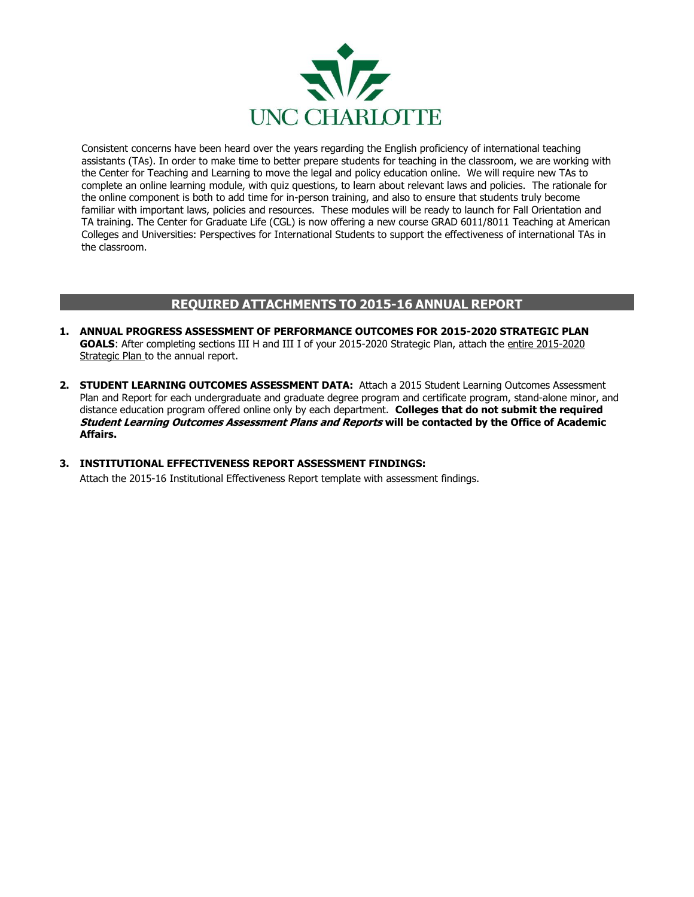UNC CHARLOTTE

Consistent concerns have been heard over the years regarding the English proficiency of international teaching assistants (TAs). In order to make time to better prepare students for teaching in the classroom, we are working with the Center for Teaching and Learning to move the legal and policy education online. We will require new TAs to complete an online learning module, with quiz questions, to learn about relevant laws and policies. The rationale for the online component is both to add time for in-person training, and also to ensure that students truly become familiar with important laws, policies and resources. These modules will be ready to launch for Fall Orientation and TA training. The Center for Graduate Life (CGL) is now offering a new course GRAD 6011/8011 Teaching at American Colleges and Universities: Perspectives for International Students to support the effectiveness of international TAs in the classroom.

## REQUIRED ATTACHMENTS TO 2015-16 ANNUAL REPORT

1. **ANNUAL PROGRESS ASSESSMENT OF PERFORMANCE OUTCOMES FOR 2015-2020 STRATEGIC PLAN GOALS**: After completing sections III H and III I of your 2015-2020 Strategic Plan, attach the entire 2015-2020 Strategic Plan to the annual report.

2. **STUDENT LEARNING OUTCOMES ASSESSMENT DATA:** Attach a 2015 Student Learning Outcomes Assessment Plan and Report for each undergraduate and graduate degree program and certificate program, stand-alone minor, and distance education program offered online only by each department. **Colleges that do not submit the required *Student Learning Outcomes Assessment Plans and Reports* will be contacted by the Office of Academic Affairs.**

3. **INSTITUTIONAL EFFECTIVENESS REPORT ASSESSMENT FINDINGS:**
   Attach the 2015-16 Institutional Effectiveness Report template with assessment findings.